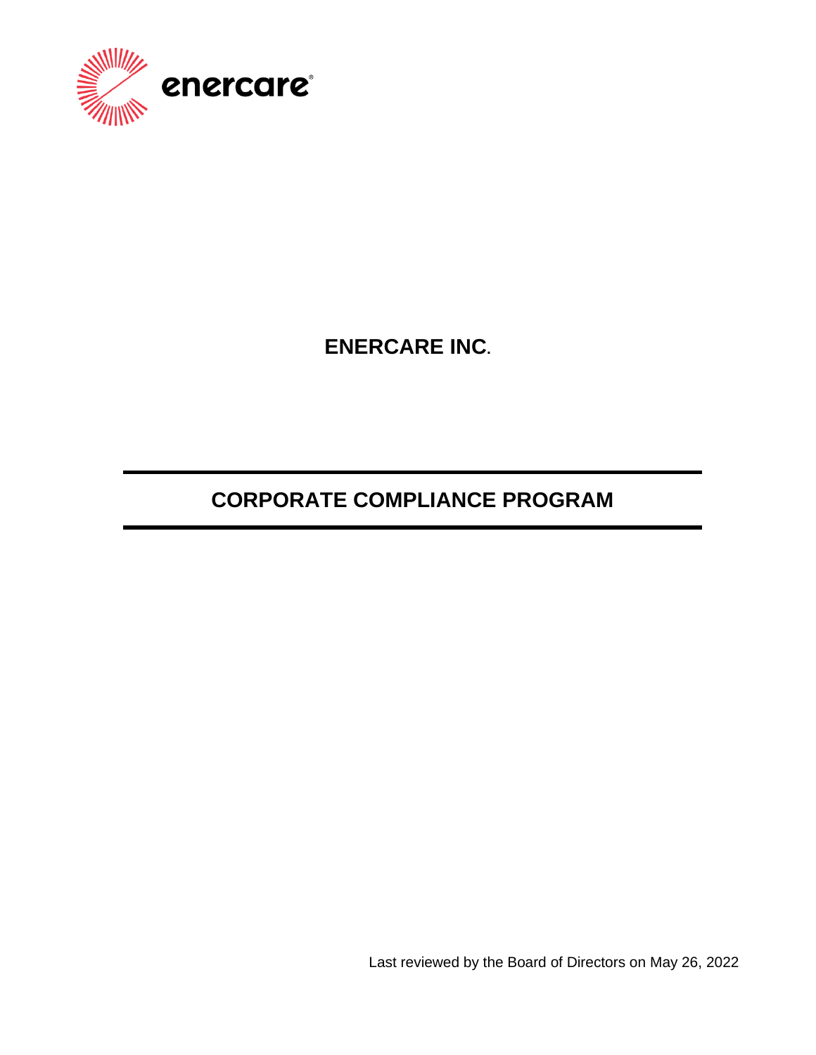# ENERCARE INC.

## CORPORATE COMPLIANCE PROGRAM

Last reviewed by the Board of Directors on May 26, 2022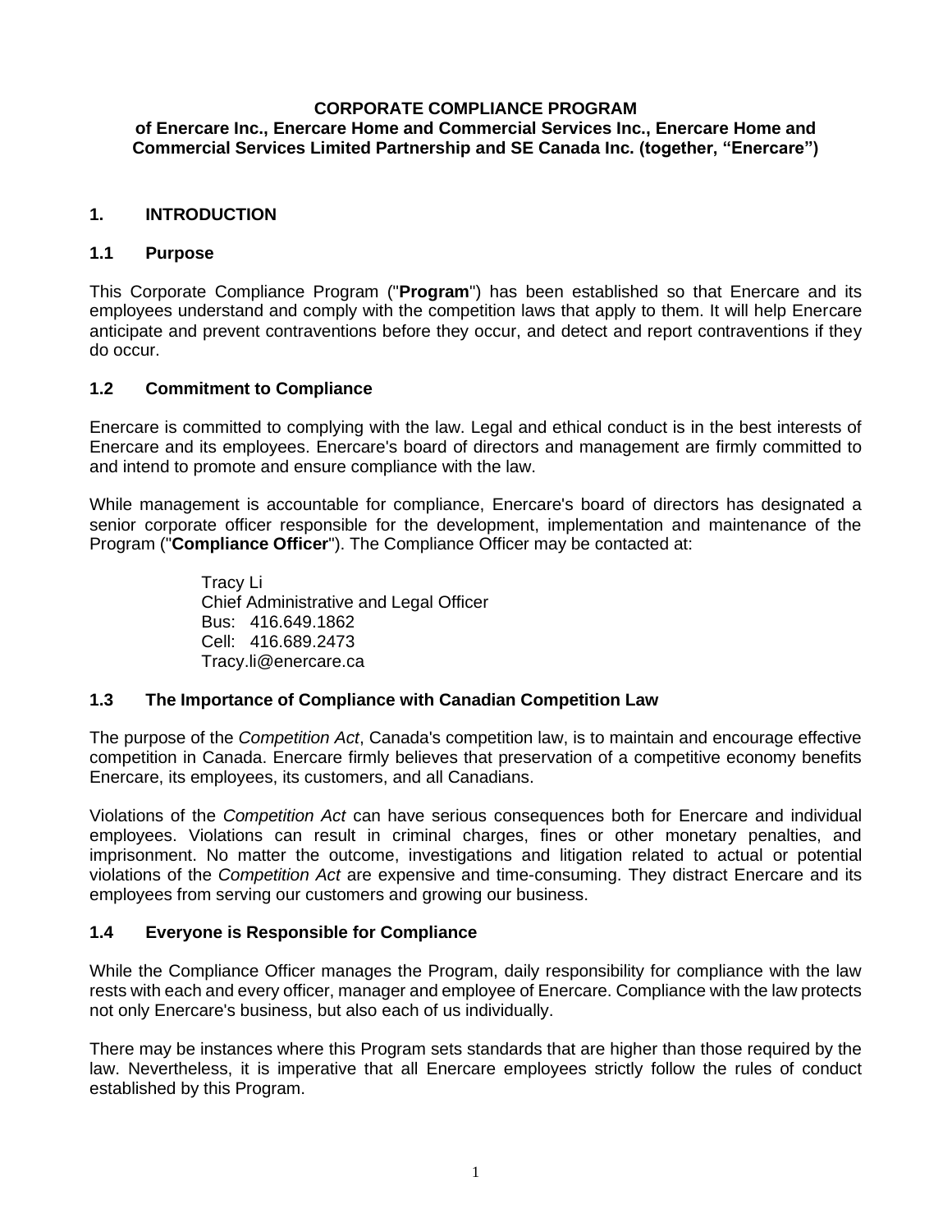**CORPORATE COMPLIANCE PROGRAM**
**of Enercare Inc., Enercare Home and Commercial Services Inc., Enercare Home and Commercial Services Limited Partnership and SE Canada Inc. (together, "Enercare")**

## 1. INTRODUCTION

### 1.1 Purpose

This Corporate Compliance Program ("**Program**") has been established so that Enercare and its employees understand and comply with the competition laws that apply to them. It will help Enercare anticipate and prevent contraventions before they occur, and detect and report contraventions if they do occur.

### 1.2 Commitment to Compliance

Enercare is committed to complying with the law. Legal and ethical conduct is in the best interests of Enercare and its employees. Enercare's board of directors and management are firmly committed to and intend to promote and ensure compliance with the law.

While management is accountable for compliance, Enercare's board of directors has designated a senior corporate officer responsible for the development, implementation and maintenance of the Program ("**Compliance Officer**"). The Compliance Officer may be contacted at:

> Tracy Li
> Chief Administrative and Legal Officer
> Bus: 416.649.1862
> Cell: 416.689.2473
> Tracy.li@enercare.ca

### 1.3 The Importance of Compliance with Canadian Competition Law

The purpose of the *Competition Act*, Canada's competition law, is to maintain and encourage effective competition in Canada. Enercare firmly believes that preservation of a competitive economy benefits Enercare, its employees, its customers, and all Canadians.

Violations of the *Competition Act* can have serious consequences both for Enercare and individual employees. Violations can result in criminal charges, fines or other monetary penalties, and imprisonment. No matter the outcome, investigations and litigation related to actual or potential violations of the *Competition Act* are expensive and time-consuming. They distract Enercare and its employees from serving our customers and growing our business.

### 1.4 Everyone is Responsible for Compliance

While the Compliance Officer manages the Program, daily responsibility for compliance with the law rests with each and every officer, manager and employee of Enercare. Compliance with the law protects not only Enercare's business, but also each of us individually.

There may be instances where this Program sets standards that are higher than those required by the law. Nevertheless, it is imperative that all Enercare employees strictly follow the rules of conduct established by this Program.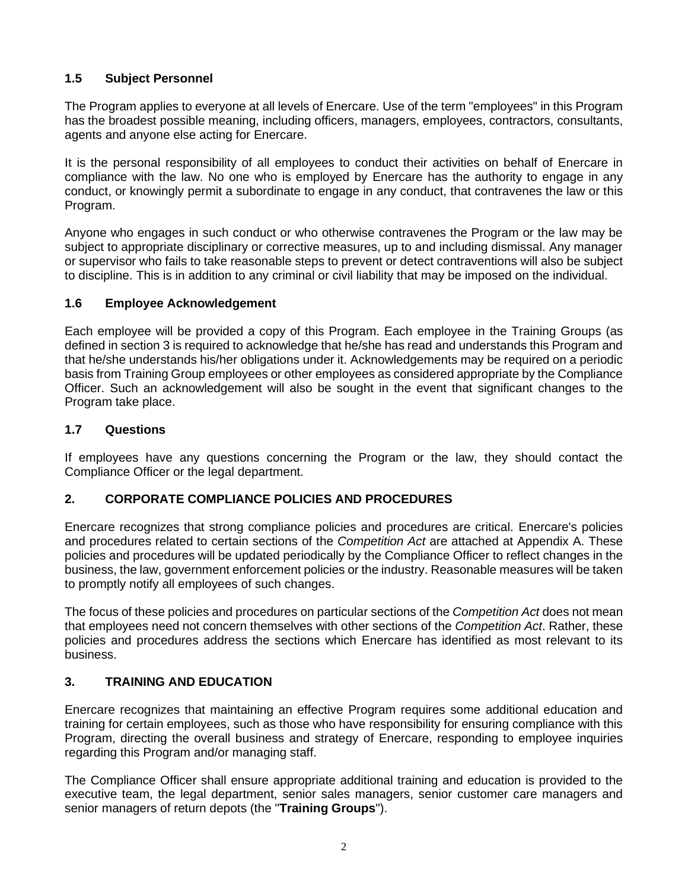### 1.5 Subject Personnel

The Program applies to everyone at all levels of Enercare. Use of the term "employees" in this Program has the broadest possible meaning, including officers, managers, employees, contractors, consultants, agents and anyone else acting for Enercare.

It is the personal responsibility of all employees to conduct their activities on behalf of Enercare in compliance with the law. No one who is employed by Enercare has the authority to engage in any conduct, or knowingly permit a subordinate to engage in any conduct, that contravenes the law or this Program.

Anyone who engages in such conduct or who otherwise contravenes the Program or the law may be subject to appropriate disciplinary or corrective measures, up to and including dismissal. Any manager or supervisor who fails to take reasonable steps to prevent or detect contraventions will also be subject to discipline. This is in addition to any criminal or civil liability that may be imposed on the individual.

### 1.6 Employee Acknowledgement

Each employee will be provided a copy of this Program. Each employee in the Training Groups (as defined in section 3 is required to acknowledge that he/she has read and understands this Program and that he/she understands his/her obligations under it. Acknowledgements may be required on a periodic basis from Training Group employees or other employees as considered appropriate by the Compliance Officer. Such an acknowledgement will also be sought in the event that significant changes to the Program take place.

### 1.7 Questions

If employees have any questions concerning the Program or the law, they should contact the Compliance Officer or the legal department.

## 2. CORPORATE COMPLIANCE POLICIES AND PROCEDURES

Enercare recognizes that strong compliance policies and procedures are critical. Enercare's policies and procedures related to certain sections of the *Competition Act* are attached at Appendix A. These policies and procedures will be updated periodically by the Compliance Officer to reflect changes in the business, the law, government enforcement policies or the industry. Reasonable measures will be taken to promptly notify all employees of such changes.

The focus of these policies and procedures on particular sections of the *Competition Act* does not mean that employees need not concern themselves with other sections of the *Competition Act*. Rather, these policies and procedures address the sections which Enercare has identified as most relevant to its business.

## 3. TRAINING AND EDUCATION

Enercare recognizes that maintaining an effective Program requires some additional education and training for certain employees, such as those who have responsibility for ensuring compliance with this Program, directing the overall business and strategy of Enercare, responding to employee inquiries regarding this Program and/or managing staff.

The Compliance Officer shall ensure appropriate additional training and education is provided to the executive team, the legal department, senior sales managers, senior customer care managers and senior managers of return depots (the "**Training Groups**").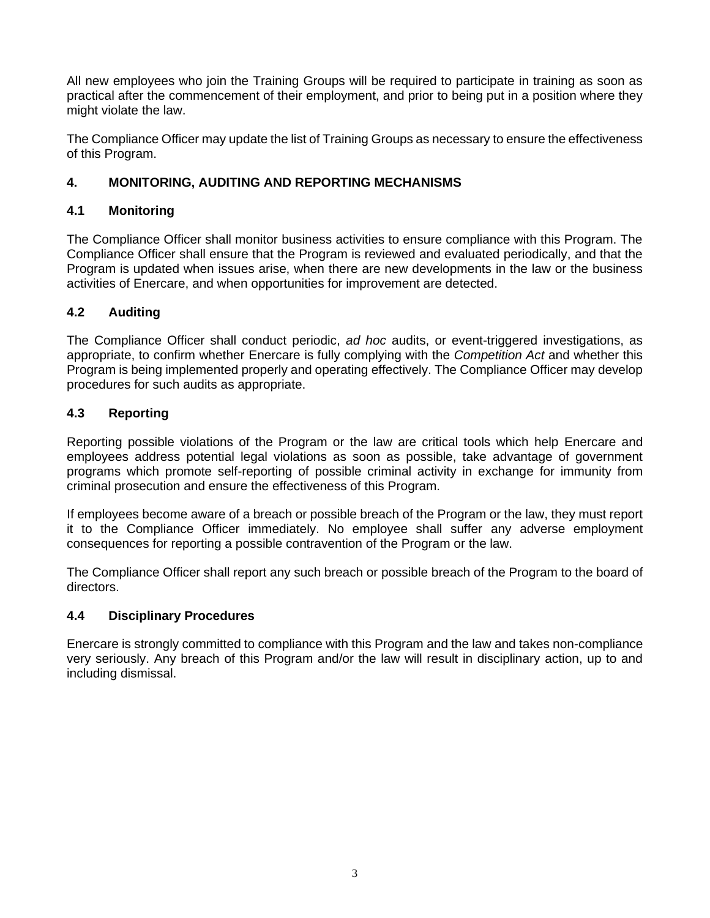All new employees who join the Training Groups will be required to participate in training as soon as practical after the commencement of their employment, and prior to being put in a position where they might violate the law.

The Compliance Officer may update the list of Training Groups as necessary to ensure the effectiveness of this Program.

## 4. MONITORING, AUDITING AND REPORTING MECHANISMS

### 4.1 Monitoring

The Compliance Officer shall monitor business activities to ensure compliance with this Program. The Compliance Officer shall ensure that the Program is reviewed and evaluated periodically, and that the Program is updated when issues arise, when there are new developments in the law or the business activities of Enercare, and when opportunities for improvement are detected.

### 4.2 Auditing

The Compliance Officer shall conduct periodic, *ad hoc* audits, or event-triggered investigations, as appropriate, to confirm whether Enercare is fully complying with the *Competition Act* and whether this Program is being implemented properly and operating effectively. The Compliance Officer may develop procedures for such audits as appropriate.

### 4.3 Reporting

Reporting possible violations of the Program or the law are critical tools which help Enercare and employees address potential legal violations as soon as possible, take advantage of government programs which promote self-reporting of possible criminal activity in exchange for immunity from criminal prosecution and ensure the effectiveness of this Program.

If employees become aware of a breach or possible breach of the Program or the law, they must report it to the Compliance Officer immediately. No employee shall suffer any adverse employment consequences for reporting a possible contravention of the Program or the law.

The Compliance Officer shall report any such breach or possible breach of the Program to the board of directors.

### 4.4 Disciplinary Procedures

Enercare is strongly committed to compliance with this Program and the law and takes non-compliance very seriously. Any breach of this Program and/or the law will result in disciplinary action, up to and including dismissal.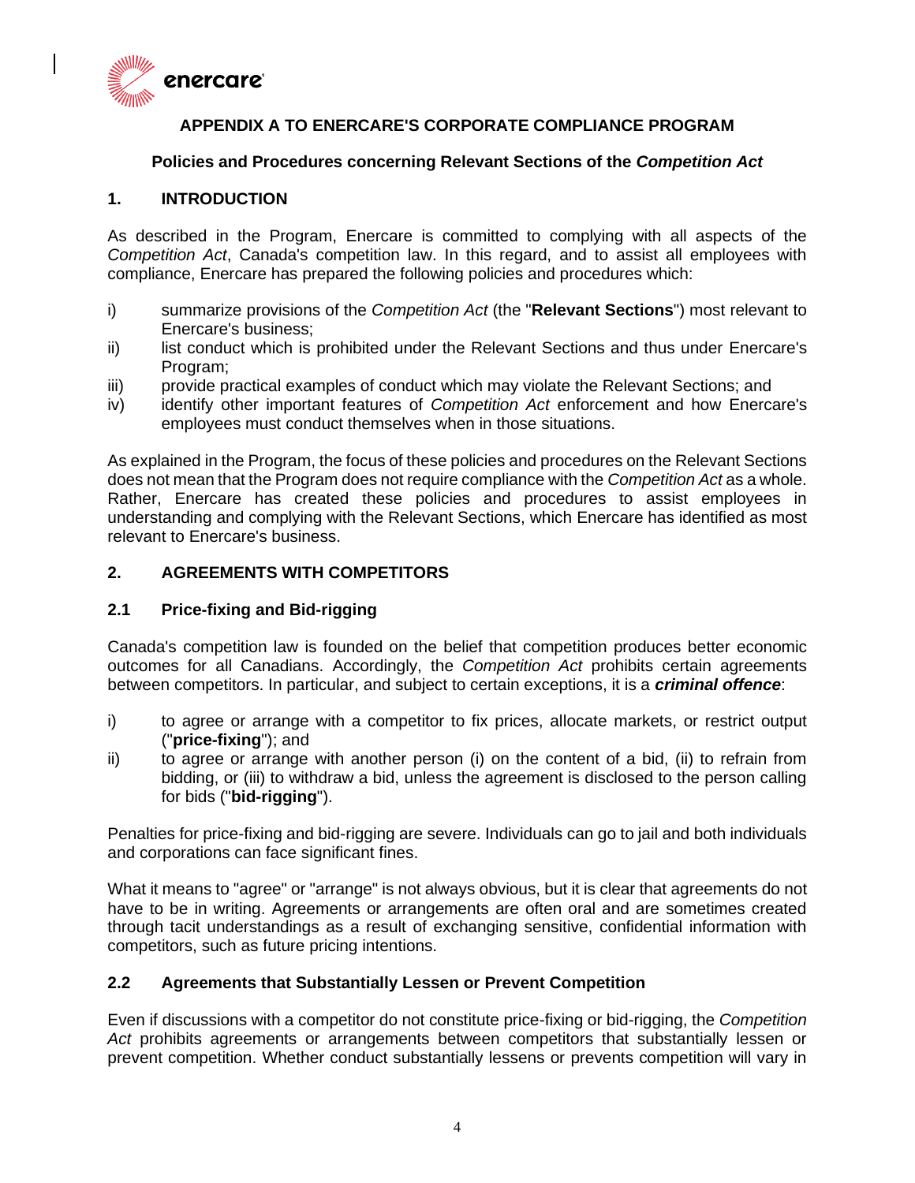## APPENDIX A TO ENERCARE'S CORPORATE COMPLIANCE PROGRAM

### Policies and Procedures concerning Relevant Sections of the *Competition Act*

## 1. INTRODUCTION

As described in the Program, Enercare is committed to complying with all aspects of the *Competition Act*, Canada's competition law. In this regard, and to assist all employees with compliance, Enercare has prepared the following policies and procedures which:

- i) summarize provisions of the *Competition Act* (the "**Relevant Sections**") most relevant to Enercare's business;
- ii) list conduct which is prohibited under the Relevant Sections and thus under Enercare's Program;
- iii) provide practical examples of conduct which may violate the Relevant Sections; and
- iv) identify other important features of *Competition Act* enforcement and how Enercare's employees must conduct themselves when in those situations.

As explained in the Program, the focus of these policies and procedures on the Relevant Sections does not mean that the Program does not require compliance with the *Competition Act* as a whole. Rather, Enercare has created these policies and procedures to assist employees in understanding and complying with the Relevant Sections, which Enercare has identified as most relevant to Enercare's business.

## 2. AGREEMENTS WITH COMPETITORS

### 2.1 Price-fixing and Bid-rigging

Canada's competition law is founded on the belief that competition produces better economic outcomes for all Canadians. Accordingly, the *Competition Act* prohibits certain agreements between competitors. In particular, and subject to certain exceptions, it is a ***criminal offence***:

- i) to agree or arrange with a competitor to fix prices, allocate markets, or restrict output ("**price-fixing**"); and
- ii) to agree or arrange with another person (i) on the content of a bid, (ii) to refrain from bidding, or (iii) to withdraw a bid, unless the agreement is disclosed to the person calling for bids ("**bid-rigging**").

Penalties for price-fixing and bid-rigging are severe. Individuals can go to jail and both individuals and corporations can face significant fines.

What it means to "agree" or "arrange" is not always obvious, but it is clear that agreements do not have to be in writing. Agreements or arrangements are often oral and are sometimes created through tacit understandings as a result of exchanging sensitive, confidential information with competitors, such as future pricing intentions.

### 2.2 Agreements that Substantially Lessen or Prevent Competition

Even if discussions with a competitor do not constitute price-fixing or bid-rigging, the *Competition Act* prohibits agreements or arrangements between competitors that substantially lessen or prevent competition. Whether conduct substantially lessens or prevents competition will vary in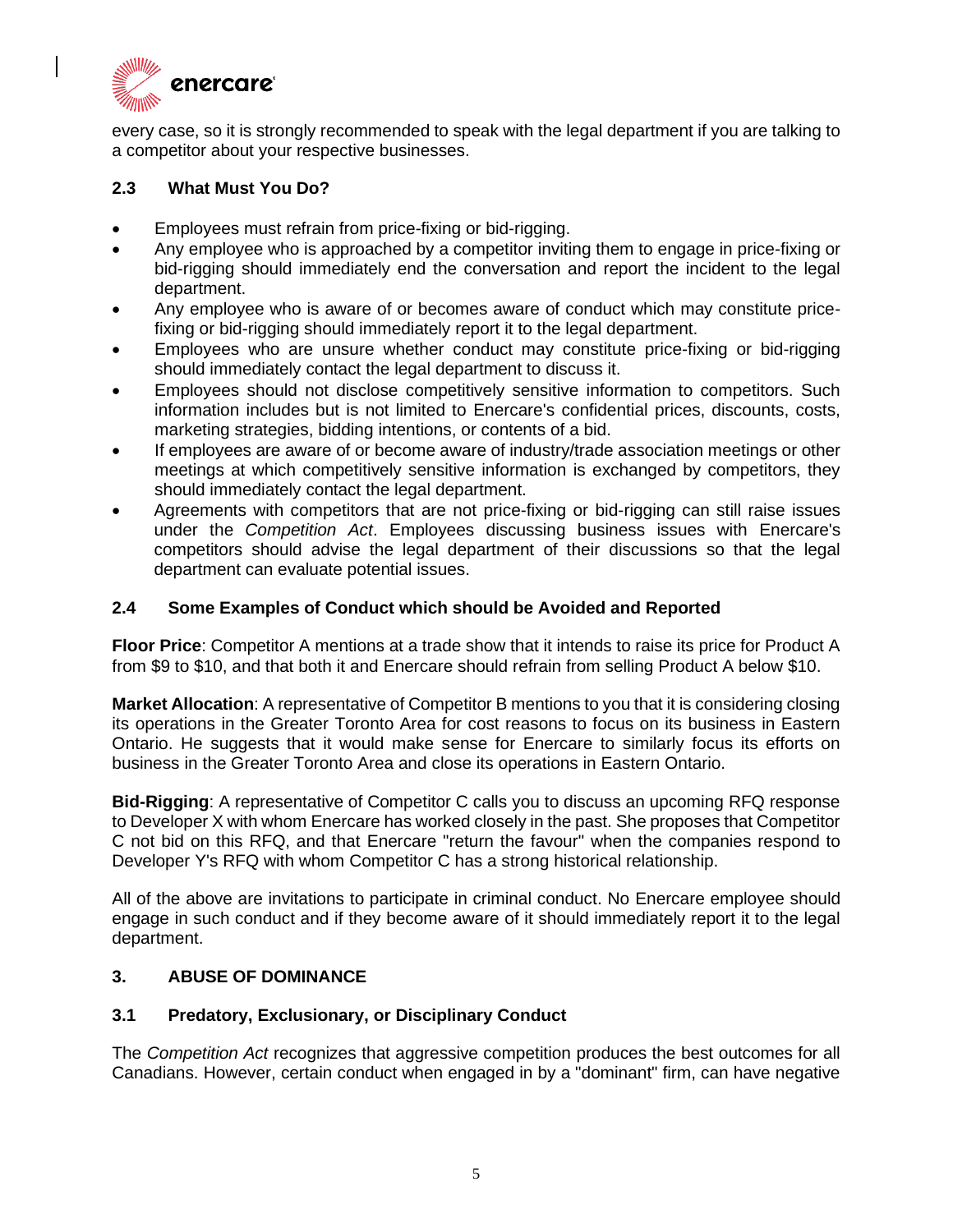every case, so it is strongly recommended to speak with the legal department if you are talking to a competitor about your respective businesses.

### 2.3 What Must You Do?

- Employees must refrain from price-fixing or bid-rigging.
- Any employee who is approached by a competitor inviting them to engage in price-fixing or bid-rigging should immediately end the conversation and report the incident to the legal department.
- Any employee who is aware of or becomes aware of conduct which may constitute price-fixing or bid-rigging should immediately report it to the legal department.
- Employees who are unsure whether conduct may constitute price-fixing or bid-rigging should immediately contact the legal department to discuss it.
- Employees should not disclose competitively sensitive information to competitors. Such information includes but is not limited to Enercare's confidential prices, discounts, costs, marketing strategies, bidding intentions, or contents of a bid.
- If employees are aware of or become aware of industry/trade association meetings or other meetings at which competitively sensitive information is exchanged by competitors, they should immediately contact the legal department.
- Agreements with competitors that are not price-fixing or bid-rigging can still raise issues under the *Competition Act*. Employees discussing business issues with Enercare's competitors should advise the legal department of their discussions so that the legal department can evaluate potential issues.

### 2.4 Some Examples of Conduct which should be Avoided and Reported

**Floor Price**: Competitor A mentions at a trade show that it intends to raise its price for Product A from $9 to $10, and that both it and Enercare should refrain from selling Product A below $10.

**Market Allocation**: A representative of Competitor B mentions to you that it is considering closing its operations in the Greater Toronto Area for cost reasons to focus on its business in Eastern Ontario. He suggests that it would make sense for Enercare to similarly focus its efforts on business in the Greater Toronto Area and close its operations in Eastern Ontario.

**Bid-Rigging**: A representative of Competitor C calls you to discuss an upcoming RFQ response to Developer X with whom Enercare has worked closely in the past. She proposes that Competitor C not bid on this RFQ, and that Enercare "return the favour" when the companies respond to Developer Y's RFQ with whom Competitor C has a strong historical relationship.

All of the above are invitations to participate in criminal conduct. No Enercare employee should engage in such conduct and if they become aware of it should immediately report it to the legal department.

## 3. ABUSE OF DOMINANCE

### 3.1 Predatory, Exclusionary, or Disciplinary Conduct

The *Competition Act* recognizes that aggressive competition produces the best outcomes for all Canadians. However, certain conduct when engaged in by a "dominant" firm, can have negative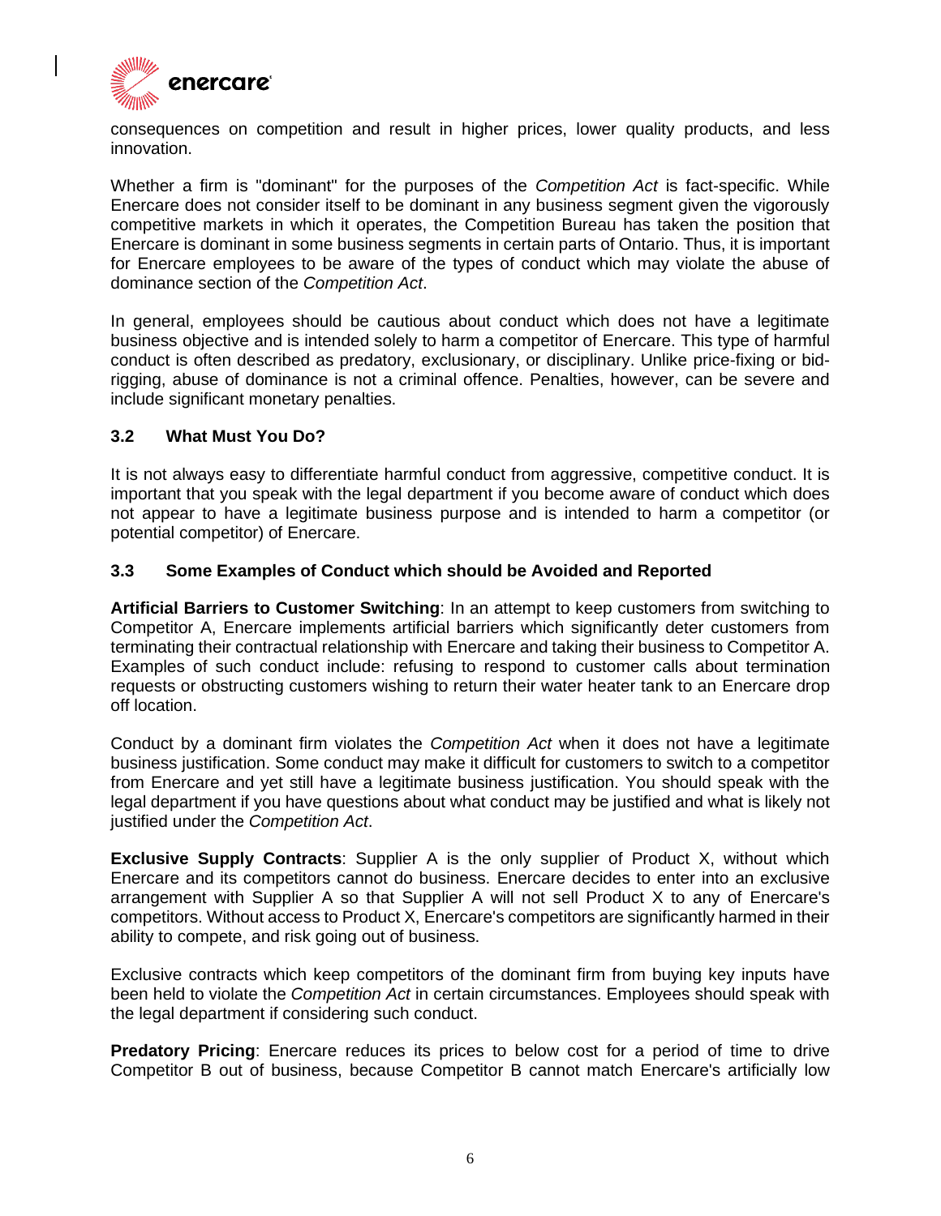consequences on competition and result in higher prices, lower quality products, and less innovation.

Whether a firm is "dominant" for the purposes of the *Competition Act* is fact-specific. While Enercare does not consider itself to be dominant in any business segment given the vigorously competitive markets in which it operates, the Competition Bureau has taken the position that Enercare is dominant in some business segments in certain parts of Ontario. Thus, it is important for Enercare employees to be aware of the types of conduct which may violate the abuse of dominance section of the *Competition Act*.

In general, employees should be cautious about conduct which does not have a legitimate business objective and is intended solely to harm a competitor of Enercare. This type of harmful conduct is often described as predatory, exclusionary, or disciplinary. Unlike price-fixing or bid-rigging, abuse of dominance is not a criminal offence. Penalties, however, can be severe and include significant monetary penalties.

### 3.2 What Must You Do?

It is not always easy to differentiate harmful conduct from aggressive, competitive conduct. It is important that you speak with the legal department if you become aware of conduct which does not appear to have a legitimate business purpose and is intended to harm a competitor (or potential competitor) of Enercare.

### 3.3 Some Examples of Conduct which should be Avoided and Reported

**Artificial Barriers to Customer Switching**: In an attempt to keep customers from switching to Competitor A, Enercare implements artificial barriers which significantly deter customers from terminating their contractual relationship with Enercare and taking their business to Competitor A. Examples of such conduct include: refusing to respond to customer calls about termination requests or obstructing customers wishing to return their water heater tank to an Enercare drop off location.

Conduct by a dominant firm violates the *Competition Act* when it does not have a legitimate business justification. Some conduct may make it difficult for customers to switch to a competitor from Enercare and yet still have a legitimate business justification. You should speak with the legal department if you have questions about what conduct may be justified and what is likely not justified under the *Competition Act*.

**Exclusive Supply Contracts**: Supplier A is the only supplier of Product X, without which Enercare and its competitors cannot do business. Enercare decides to enter into an exclusive arrangement with Supplier A so that Supplier A will not sell Product X to any of Enercare's competitors. Without access to Product X, Enercare's competitors are significantly harmed in their ability to compete, and risk going out of business.

Exclusive contracts which keep competitors of the dominant firm from buying key inputs have been held to violate the *Competition Act* in certain circumstances. Employees should speak with the legal department if considering such conduct.

**Predatory Pricing**: Enercare reduces its prices to below cost for a period of time to drive Competitor B out of business, because Competitor B cannot match Enercare's artificially low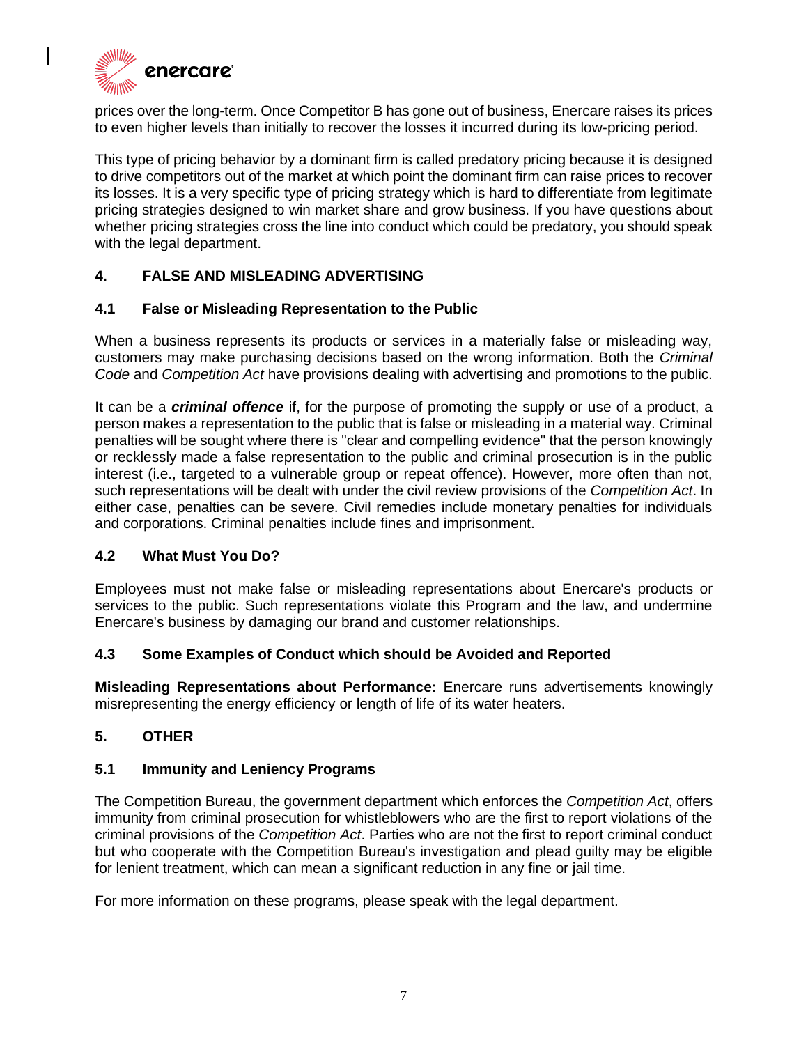prices over the long-term. Once Competitor B has gone out of business, Enercare raises its prices to even higher levels than initially to recover the losses it incurred during its low-pricing period.

This type of pricing behavior by a dominant firm is called predatory pricing because it is designed to drive competitors out of the market at which point the dominant firm can raise prices to recover its losses. It is a very specific type of pricing strategy which is hard to differentiate from legitimate pricing strategies designed to win market share and grow business. If you have questions about whether pricing strategies cross the line into conduct which could be predatory, you should speak with the legal department.

## 4. FALSE AND MISLEADING ADVERTISING

### 4.1 False or Misleading Representation to the Public

When a business represents its products or services in a materially false or misleading way, customers may make purchasing decisions based on the wrong information. Both the *Criminal Code* and *Competition Act* have provisions dealing with advertising and promotions to the public.

It can be a ***criminal offence*** if, for the purpose of promoting the supply or use of a product, a person makes a representation to the public that is false or misleading in a material way. Criminal penalties will be sought where there is "clear and compelling evidence" that the person knowingly or recklessly made a false representation to the public and criminal prosecution is in the public interest (i.e., targeted to a vulnerable group or repeat offence). However, more often than not, such representations will be dealt with under the civil review provisions of the *Competition Act*. In either case, penalties can be severe. Civil remedies include monetary penalties for individuals and corporations. Criminal penalties include fines and imprisonment.

### 4.2 What Must You Do?

Employees must not make false or misleading representations about Enercare's products or services to the public. Such representations violate this Program and the law, and undermine Enercare's business by damaging our brand and customer relationships.

### 4.3 Some Examples of Conduct which should be Avoided and Reported

**Misleading Representations about Performance:** Enercare runs advertisements knowingly misrepresenting the energy efficiency or length of life of its water heaters.

## 5. OTHER

### 5.1 Immunity and Leniency Programs

The Competition Bureau, the government department which enforces the *Competition Act*, offers immunity from criminal prosecution for whistleblowers who are the first to report violations of the criminal provisions of the *Competition Act*. Parties who are not the first to report criminal conduct but who cooperate with the Competition Bureau's investigation and plead guilty may be eligible for lenient treatment, which can mean a significant reduction in any fine or jail time.

For more information on these programs, please speak with the legal department.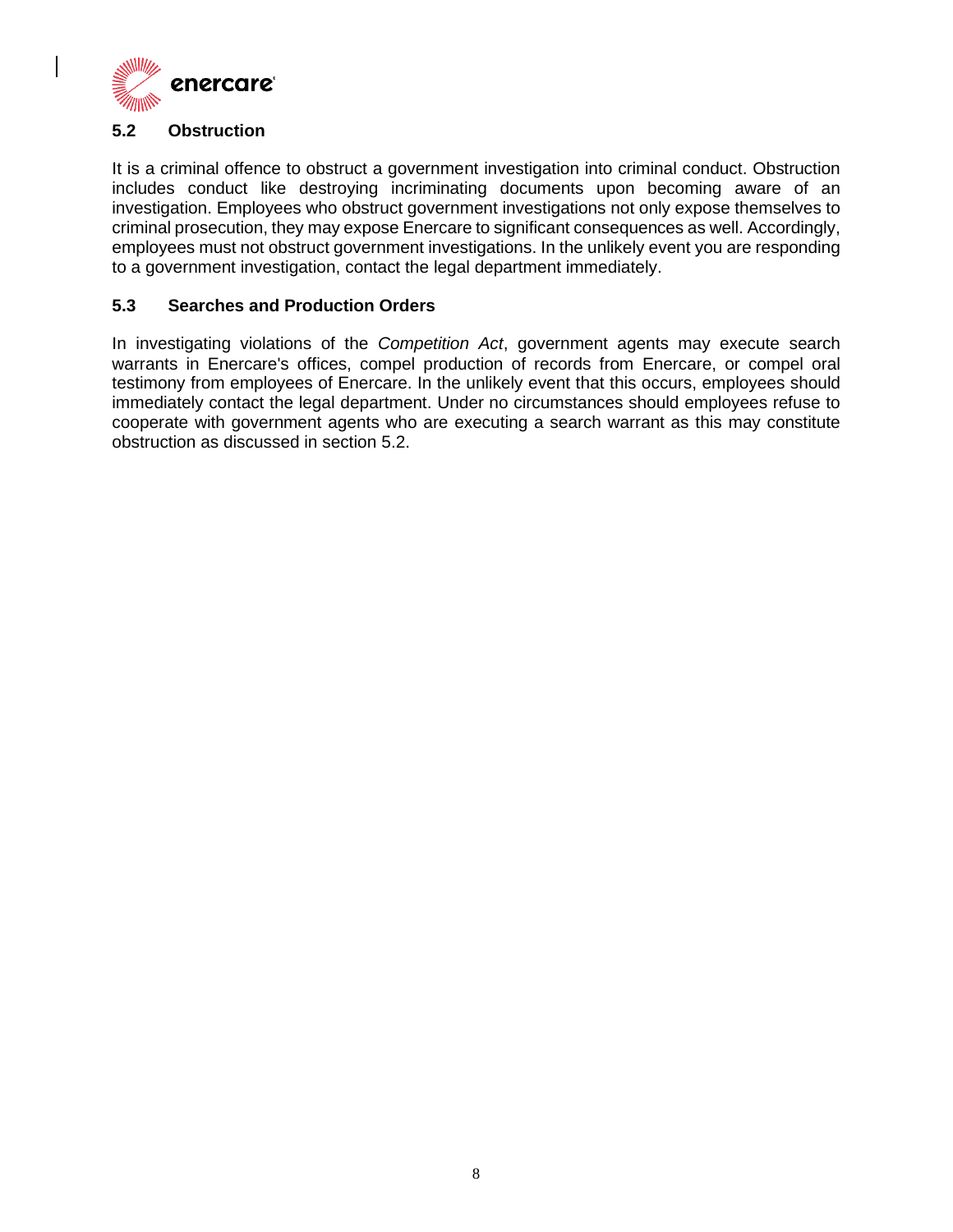### 5.2 Obstruction

It is a criminal offence to obstruct a government investigation into criminal conduct. Obstruction includes conduct like destroying incriminating documents upon becoming aware of an investigation. Employees who obstruct government investigations not only expose themselves to criminal prosecution, they may expose Enercare to significant consequences as well. Accordingly, employees must not obstruct government investigations. In the unlikely event you are responding to a government investigation, contact the legal department immediately.

### 5.3 Searches and Production Orders

In investigating violations of the *Competition Act*, government agents may execute search warrants in Enercare's offices, compel production of records from Enercare, or compel oral testimony from employees of Enercare. In the unlikely event that this occurs, employees should immediately contact the legal department. Under no circumstances should employees refuse to cooperate with government agents who are executing a search warrant as this may constitute obstruction as discussed in section 5.2.